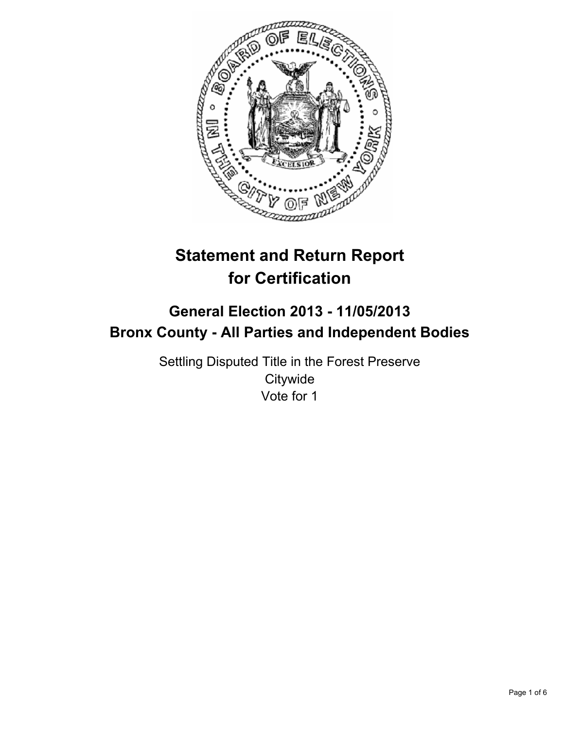# Statement and Return Report for Certification

## General Election 2013 - 11/05/2013
## Bronx County - All Parties and Independent Bodies

Settling Disputed Title in the Forest Preserve
Citywide
Vote for 1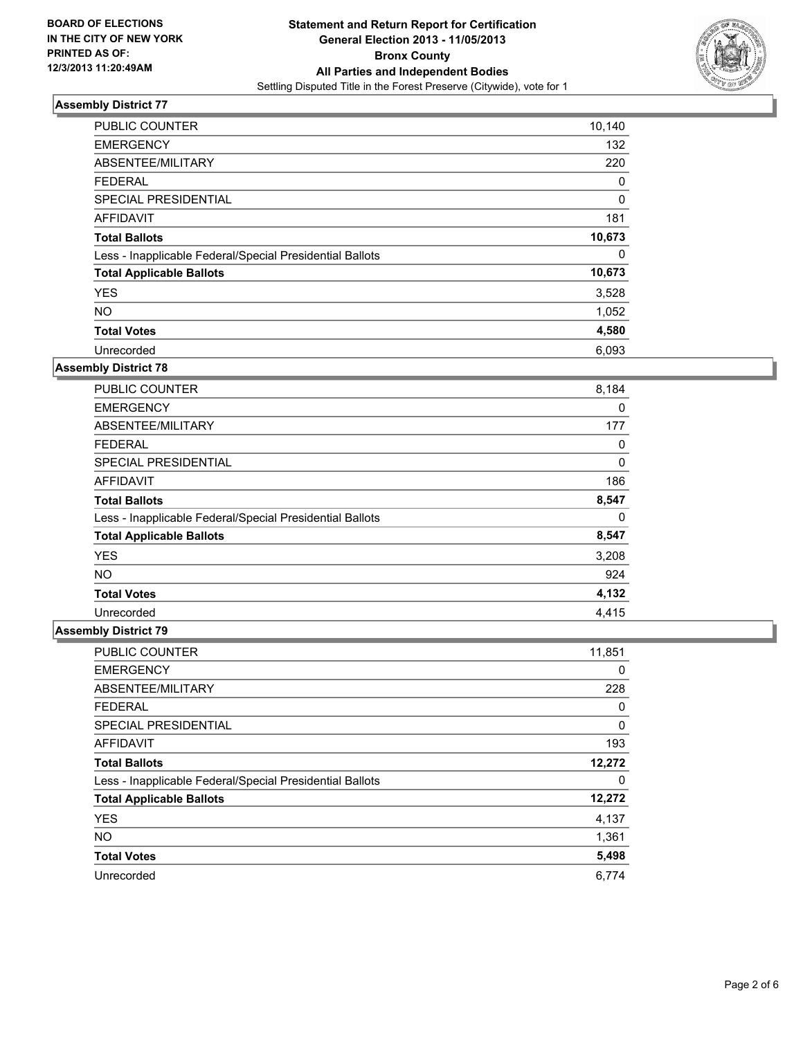**BOARD OF ELECTIONS IN THE CITY OF NEW YORK PRINTED AS OF: 12/3/2013 11:20:49AM**

**Statement and Return Report for Certification**
**General Election 2013 - 11/05/2013**
**Bronx County**
**All Parties and Independent Bodies**
Settling Disputed Title in the Forest Preserve (Citywide), vote for 1

### Assembly District 77

| | |
|---|---|
| PUBLIC COUNTER | 10,140 |
| EMERGENCY | 132 |
| ABSENTEE/MILITARY | 220 |
| FEDERAL | 0 |
| SPECIAL PRESIDENTIAL | 0 |
| AFFIDAVIT | 181 |
| **Total Ballots** | **10,673** |
| Less - Inapplicable Federal/Special Presidential Ballots | 0 |
| **Total Applicable Ballots** | **10,673** |
| YES | 3,528 |
| NO | 1,052 |
| **Total Votes** | **4,580** |
| Unrecorded | 6,093 |

### Assembly District 78

| | |
|---|---|
| PUBLIC COUNTER | 8,184 |
| EMERGENCY | 0 |
| ABSENTEE/MILITARY | 177 |
| FEDERAL | 0 |
| SPECIAL PRESIDENTIAL | 0 |
| AFFIDAVIT | 186 |
| **Total Ballots** | **8,547** |
| Less - Inapplicable Federal/Special Presidential Ballots | 0 |
| **Total Applicable Ballots** | **8,547** |
| YES | 3,208 |
| NO | 924 |
| **Total Votes** | **4,132** |
| Unrecorded | 4,415 |

### Assembly District 79

| | |
|---|---|
| PUBLIC COUNTER | 11,851 |
| EMERGENCY | 0 |
| ABSENTEE/MILITARY | 228 |
| FEDERAL | 0 |
| SPECIAL PRESIDENTIAL | 0 |
| AFFIDAVIT | 193 |
| **Total Ballots** | **12,272** |
| Less - Inapplicable Federal/Special Presidential Ballots | 0 |
| **Total Applicable Ballots** | **12,272** |
| YES | 4,137 |
| NO | 1,361 |
| **Total Votes** | **5,498** |
| Unrecorded | 6,774 |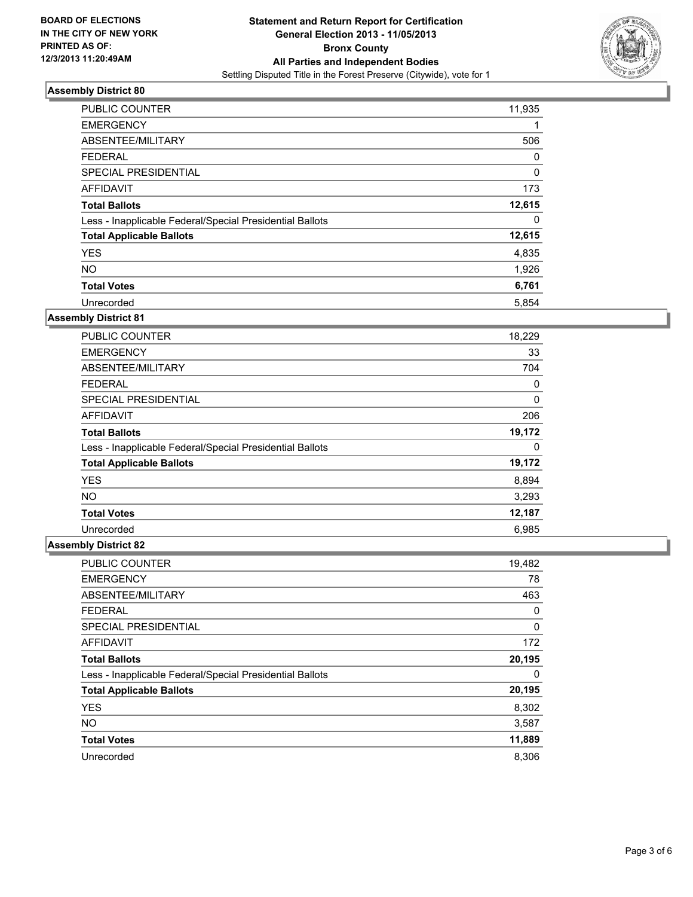**BOARD OF ELECTIONS IN THE CITY OF NEW YORK PRINTED AS OF: 12/3/2013 11:20:49AM**

# Statement and Return Report for Certification
## General Election 2013 - 11/05/2013
## Bronx County
## All Parties and Independent Bodies
Settling Disputed Title in the Forest Preserve (Citywide), vote for 1

### Assembly District 80

| | |
|---|---|
| PUBLIC COUNTER | 11,935 |
| EMERGENCY | 1 |
| ABSENTEE/MILITARY | 506 |
| FEDERAL | 0 |
| SPECIAL PRESIDENTIAL | 0 |
| AFFIDAVIT | 173 |
| **Total Ballots** | **12,615** |
| Less - Inapplicable Federal/Special Presidential Ballots | 0 |
| **Total Applicable Ballots** | **12,615** |
| YES | 4,835 |
| NO | 1,926 |
| **Total Votes** | **6,761** |
| Unrecorded | 5,854 |

### Assembly District 81

| | |
|---|---|
| PUBLIC COUNTER | 18,229 |
| EMERGENCY | 33 |
| ABSENTEE/MILITARY | 704 |
| FEDERAL | 0 |
| SPECIAL PRESIDENTIAL | 0 |
| AFFIDAVIT | 206 |
| **Total Ballots** | **19,172** |
| Less - Inapplicable Federal/Special Presidential Ballots | 0 |
| **Total Applicable Ballots** | **19,172** |
| YES | 8,894 |
| NO | 3,293 |
| **Total Votes** | **12,187** |
| Unrecorded | 6,985 |

### Assembly District 82

| | |
|---|---|
| PUBLIC COUNTER | 19,482 |
| EMERGENCY | 78 |
| ABSENTEE/MILITARY | 463 |
| FEDERAL | 0 |
| SPECIAL PRESIDENTIAL | 0 |
| AFFIDAVIT | 172 |
| **Total Ballots** | **20,195** |
| Less - Inapplicable Federal/Special Presidential Ballots | 0 |
| **Total Applicable Ballots** | **20,195** |
| YES | 8,302 |
| NO | 3,587 |
| **Total Votes** | **11,889** |
| Unrecorded | 8,306 |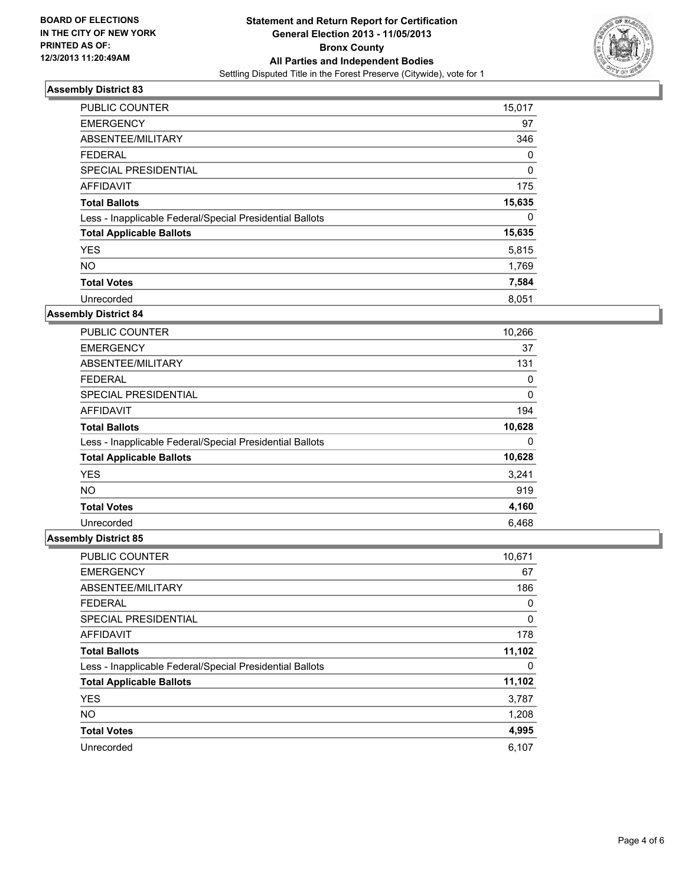BOARD OF ELECTIONS
IN THE CITY OF NEW YORK
PRINTED AS OF:
12/3/2013 11:20:49AM

**Statement and Return Report for Certification**
**General Election 2013 - 11/05/2013**
**Bronx County**
**All Parties and Independent Bodies**
Settling Disputed Title in the Forest Preserve (Citywide), vote for 1

### Assembly District 83

| | |
|---|---|
| PUBLIC COUNTER | 15,017 |
| EMERGENCY | 97 |
| ABSENTEE/MILITARY | 346 |
| FEDERAL | 0 |
| SPECIAL PRESIDENTIAL | 0 |
| AFFIDAVIT | 175 |
| **Total Ballots** | **15,635** |
| Less - Inapplicable Federal/Special Presidential Ballots | 0 |
| **Total Applicable Ballots** | **15,635** |
| YES | 5,815 |
| NO | 1,769 |
| **Total Votes** | **7,584** |
| Unrecorded | 8,051 |

### Assembly District 84

| | |
|---|---|
| PUBLIC COUNTER | 10,266 |
| EMERGENCY | 37 |
| ABSENTEE/MILITARY | 131 |
| FEDERAL | 0 |
| SPECIAL PRESIDENTIAL | 0 |
| AFFIDAVIT | 194 |
| **Total Ballots** | **10,628** |
| Less - Inapplicable Federal/Special Presidential Ballots | 0 |
| **Total Applicable Ballots** | **10,628** |
| YES | 3,241 |
| NO | 919 |
| **Total Votes** | **4,160** |
| Unrecorded | 6,468 |

### Assembly District 85

| | |
|---|---|
| PUBLIC COUNTER | 10,671 |
| EMERGENCY | 67 |
| ABSENTEE/MILITARY | 186 |
| FEDERAL | 0 |
| SPECIAL PRESIDENTIAL | 0 |
| AFFIDAVIT | 178 |
| **Total Ballots** | **11,102** |
| Less - Inapplicable Federal/Special Presidential Ballots | 0 |
| **Total Applicable Ballots** | **11,102** |
| YES | 3,787 |
| NO | 1,208 |
| **Total Votes** | **4,995** |
| Unrecorded | 6,107 |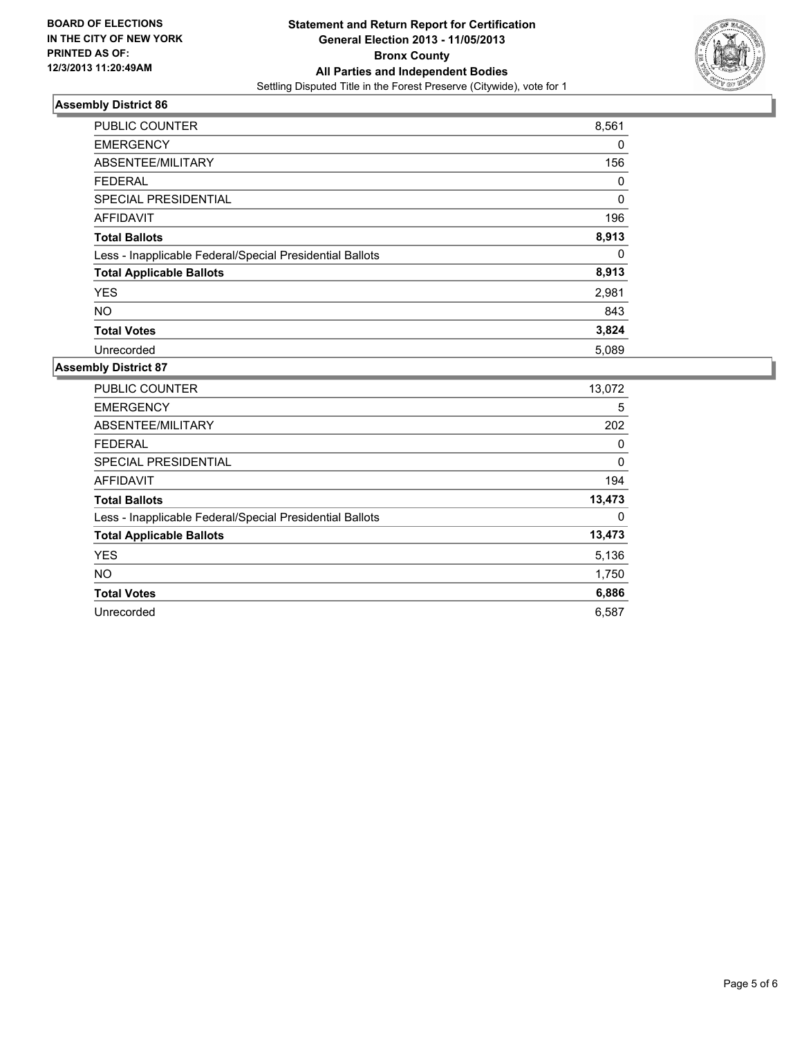BOARD OF ELECTIONS
IN THE CITY OF NEW YORK
PRINTED AS OF:
12/3/2013 11:20:49AM

**Statement and Return Report for Certification**
**General Election 2013 - 11/05/2013**
**Bronx County**
**All Parties and Independent Bodies**
Settling Disputed Title in the Forest Preserve (Citywide), vote for 1

### Assembly District 86

| | |
|---|---|
| PUBLIC COUNTER | 8,561 |
| EMERGENCY | 0 |
| ABSENTEE/MILITARY | 156 |
| FEDERAL | 0 |
| SPECIAL PRESIDENTIAL | 0 |
| AFFIDAVIT | 196 |
| **Total Ballots** | **8,913** |
| Less - Inapplicable Federal/Special Presidential Ballots | 0 |
| **Total Applicable Ballots** | **8,913** |
| YES | 2,981 |
| NO | 843 |
| **Total Votes** | **3,824** |
| Unrecorded | 5,089 |

### Assembly District 87

| | |
|---|---|
| PUBLIC COUNTER | 13,072 |
| EMERGENCY | 5 |
| ABSENTEE/MILITARY | 202 |
| FEDERAL | 0 |
| SPECIAL PRESIDENTIAL | 0 |
| AFFIDAVIT | 194 |
| **Total Ballots** | **13,473** |
| Less - Inapplicable Federal/Special Presidential Ballots | 0 |
| **Total Applicable Ballots** | **13,473** |
| YES | 5,136 |
| NO | 1,750 |
| **Total Votes** | **6,886** |
| Unrecorded | 6,587 |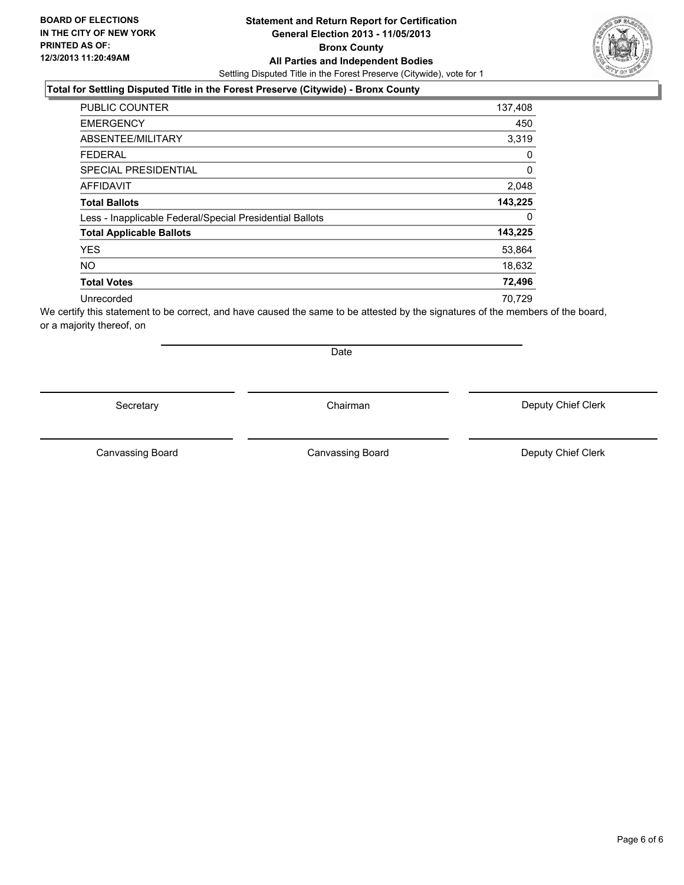**BOARD OF ELECTIONS IN THE CITY OF NEW YORK PRINTED AS OF: 12/3/2013 11:20:49AM**

# Statement and Return Report for Certification
## General Election 2013 - 11/05/2013
## Bronx County
## All Parties and Independent Bodies

Settling Disputed Title in the Forest Preserve (Citywide), vote for 1

### Total for Settling Disputed Title in the Forest Preserve (Citywide) - Bronx County

| | |
|---|---|
| PUBLIC COUNTER | 137,408 |
| EMERGENCY | 450 |
| ABSENTEE/MILITARY | 3,319 |
| FEDERAL | 0 |
| SPECIAL PRESIDENTIAL | 0 |
| AFFIDAVIT | 2,048 |
| **Total Ballots** | **143,225** |
| Less - Inapplicable Federal/Special Presidential Ballots | 0 |
| **Total Applicable Ballots** | **143,225** |
| YES | 53,864 |
| NO | 18,632 |
| **Total Votes** | **72,496** |
| Unrecorded | 70,729 |

We certify this statement to be correct, and have caused the same to be attested by the signatures of the members of the board, or a majority thereof, on

Date

Secretary | Chairman | Deputy Chief Clerk

Canvassing Board | Canvassing Board | Deputy Chief Clerk